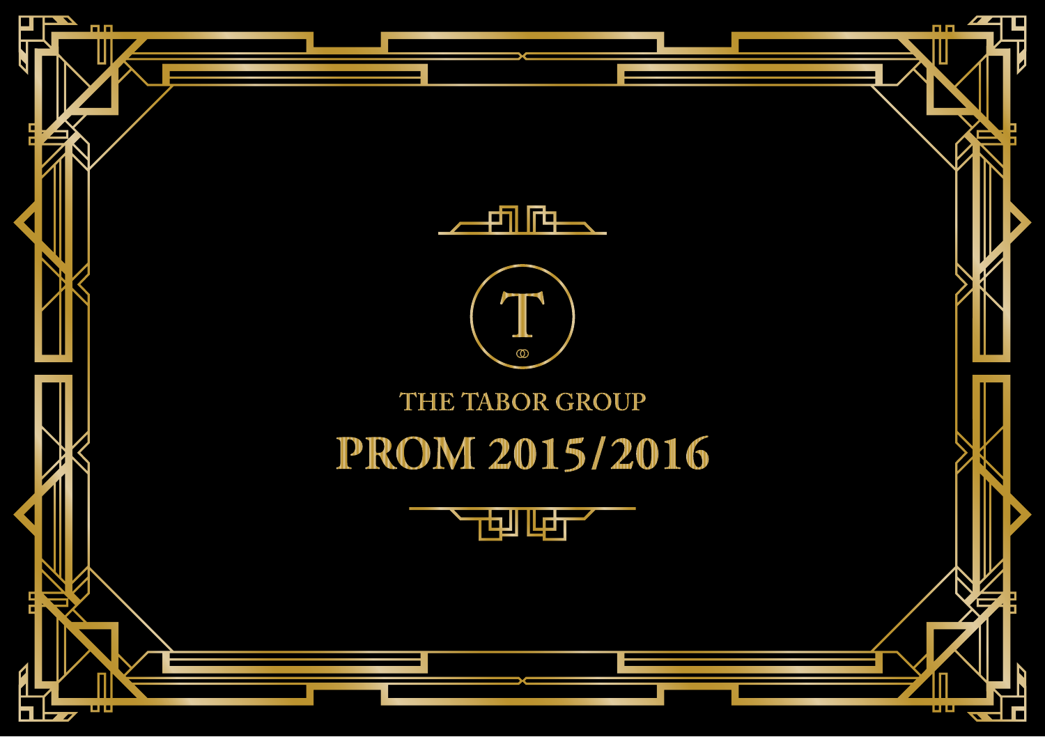T

THE TABOR GROUP

# PROM 2015/2016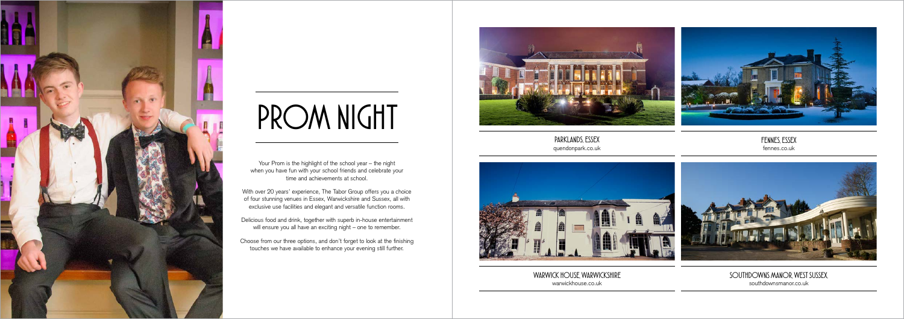# PROM NIGHT

Your Prom is the highlight of the school year – the night when you have fun with your school friends and celebrate your time and achievements at school.

With over 20 years' experience, The Tabor Group offers you a choice of four stunning venues in Essex, Warwickshire and Sussex, all with exclusive use facilities and elegant and versatile function rooms.

Delicious food and drink, together with superb in-house entertainment will ensure you all have an exciting night – one to remember.

Choose from our three options, and don't forget to look at the finishing touches we have available to enhance your evening still further.

PARKLANDS, ESSEX
quendonpark.co.uk

FENNES, ESSEX
fennes.co.uk

WARWICK HOUSE, WARWICKSHIRE
warwickhouse.co.uk

SOUTHDOWNS MANOR, WEST SUSSEX
southdownsmanor.co.uk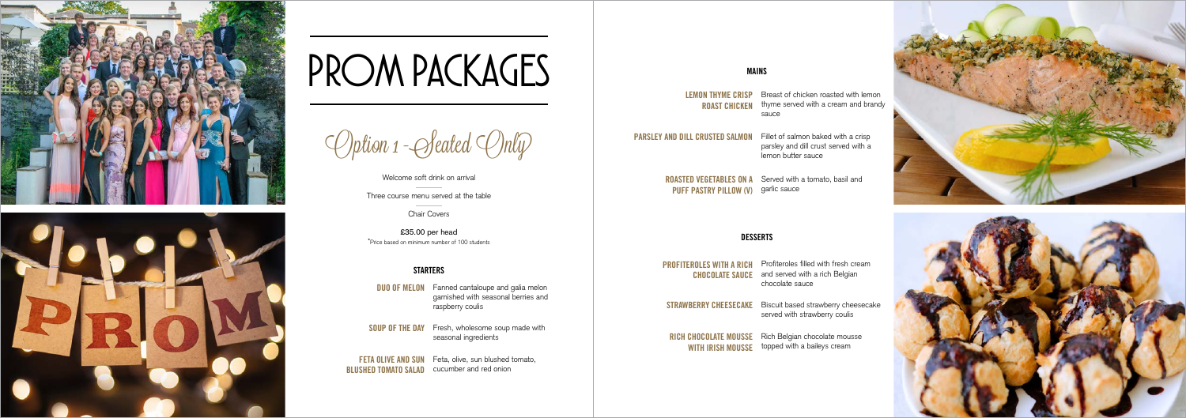# PROM PACKAGES

## Option 1 - Seated Only

Welcome soft drink on arrival

Three course menu served at the table

Chair Covers

£35.00 per head

*Price based on minimum number of 100 students

### STARTERS

**DUO OF MELON** Fanned cantaloupe and galia melon garnished with seasonal berries and raspberry coulis

**SOUP OF THE DAY** Fresh, wholesome soup made with seasonal ingredients

**FETA OLIVE AND SUN BLUSHED TOMATO SALAD** Feta, olive, sun blushed tomato, cucumber and red onion

### MAINS

**LEMON THYME CRISP ROAST CHICKEN** Breast of chicken roasted with lemon thyme served with a cream and brandy sauce

**PARSLEY AND DILL CRUSTED SALMON** Fillet of salmon baked with a crisp parsley and dill crust served with a lemon butter sauce

**ROASTED VEGETABLES ON A PUFF PASTRY PILLOW (V)** Served with a tomato, basil and garlic sauce

### DESSERTS

**PROFITEROLES WITH A RICH CHOCOLATE SAUCE** Profiteroles filled with fresh cream and served with a rich Belgian chocolate sauce

**STRAWBERRY CHEESECAKE** Biscuit based strawberry cheesecake served with strawberry coulis

**RICH CHOCOLATE MOUSSE WITH IRISH MOUSSE** Rich Belgian chocolate mousse topped with a baileys cream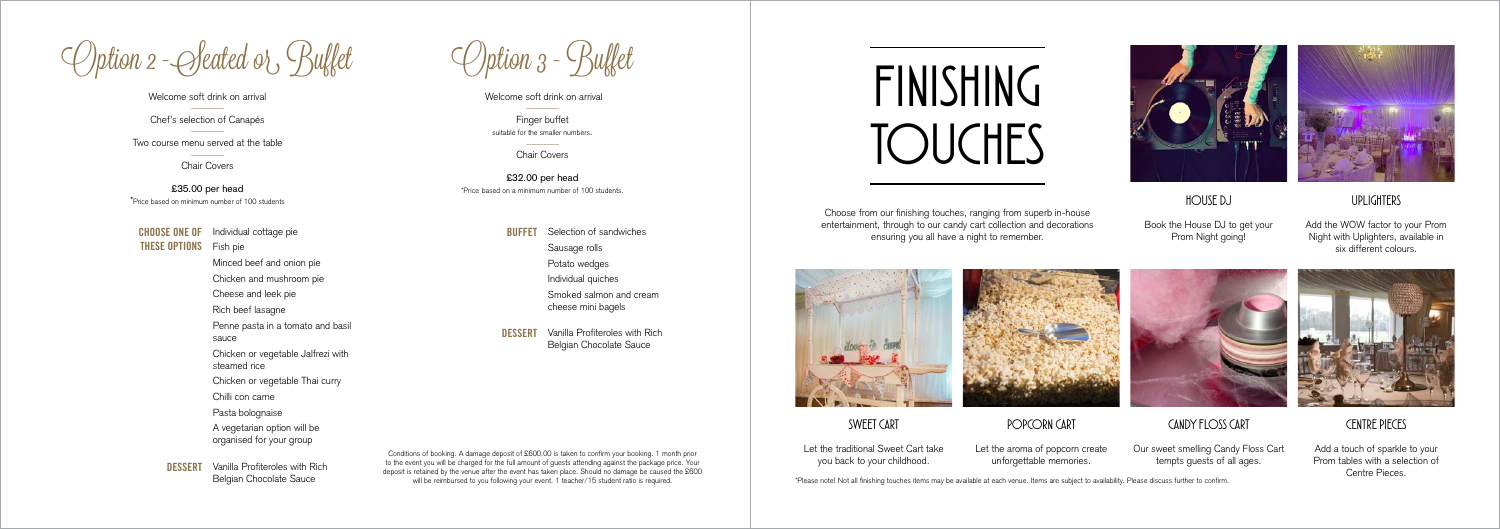# Option 2 - Seated or Buffet

Welcome soft drink on arrival

Chef's selection of Canapés

Two course menu served at the table

Chair Covers

**£35.00 per head**

*Price based on minimum number of 100 students

**CHOOSE ONE OF THESE OPTIONS**

- Individual cottage pie
- Fish pie
- Minced beef and onion pie
- Chicken and mushroom pie
- Cheese and leek pie
- Rich beef lasagne
- Penne pasta in a tomato and basil sauce
- Chicken or vegetable Jalfrezi with steamed rice
- Chicken or vegetable Thai curry
- Chilli con carne
- Pasta bolognaise
- A vegetarian option will be organised for your group

**DESSERT** Vanilla Profiteroles with Rich Belgian Chocolate Sauce

# Option 3 - Buffet

Welcome soft drink on arrival

Finger buffet
suitable for the smaller numbers.

Chair Covers

**£32.00 per head**

*Price based on a minimum number of 100 students.

**BUFFET**

- Selection of sandwiches
- Sausage rolls
- Potato wedges
- Individual quiches
- Smoked salmon and cream cheese mini bagels

**DESSERT** Vanilla Profiteroles with Rich Belgian Chocolate Sauce

Conditions of booking. A damage deposit of £600.00 is taken to confirm your booking. 1 month prior to the event you will be charged for the full amount of guests attending against the package price. Your deposit is retained by the venue after the event has taken place. Should no damage be caused the £600 will be reimbursed to you following your event. 1 teacher/15 student ratio is required.

# FINISHING TOUCHES

Choose from our finishing touches, ranging from superb in-house entertainment, through to our candy cart collection and decorations ensuring you all have a night to remember.

## HOUSE DJ

Book the House DJ to get your Prom Night going!

## UPLIGHTERS

Add the WOW factor to your Prom Night with Uplighters, available in six different colours.

## SWEET CART

Let the traditional Sweet Cart take you back to your childhood.

## POPCORN CART

Let the aroma of popcorn create unforgettable memories.

## CANDY FLOSS CART

Our sweet smelling Candy Floss Cart tempts guests of all ages.

## CENTRE PIECES

Add a touch of sparkle to your Prom tables with a selection of Centre Pieces.

*Please note! Not all finishing touches items may be available at each venue. Items are subject to availability. Please discuss further to confirm.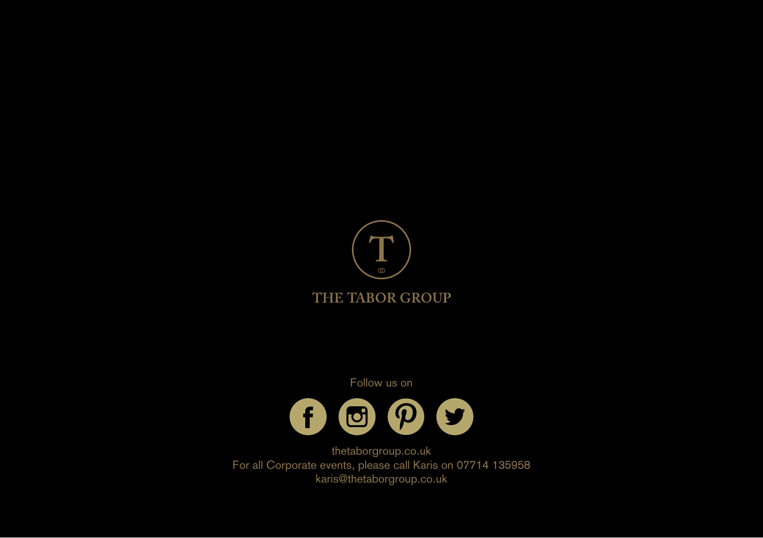THE TABOR GROUP

Follow us on

thetaborgroup.co.uk
For all Corporate events, please call Karis on 07714 135958
karis@thetaborgroup.co.uk